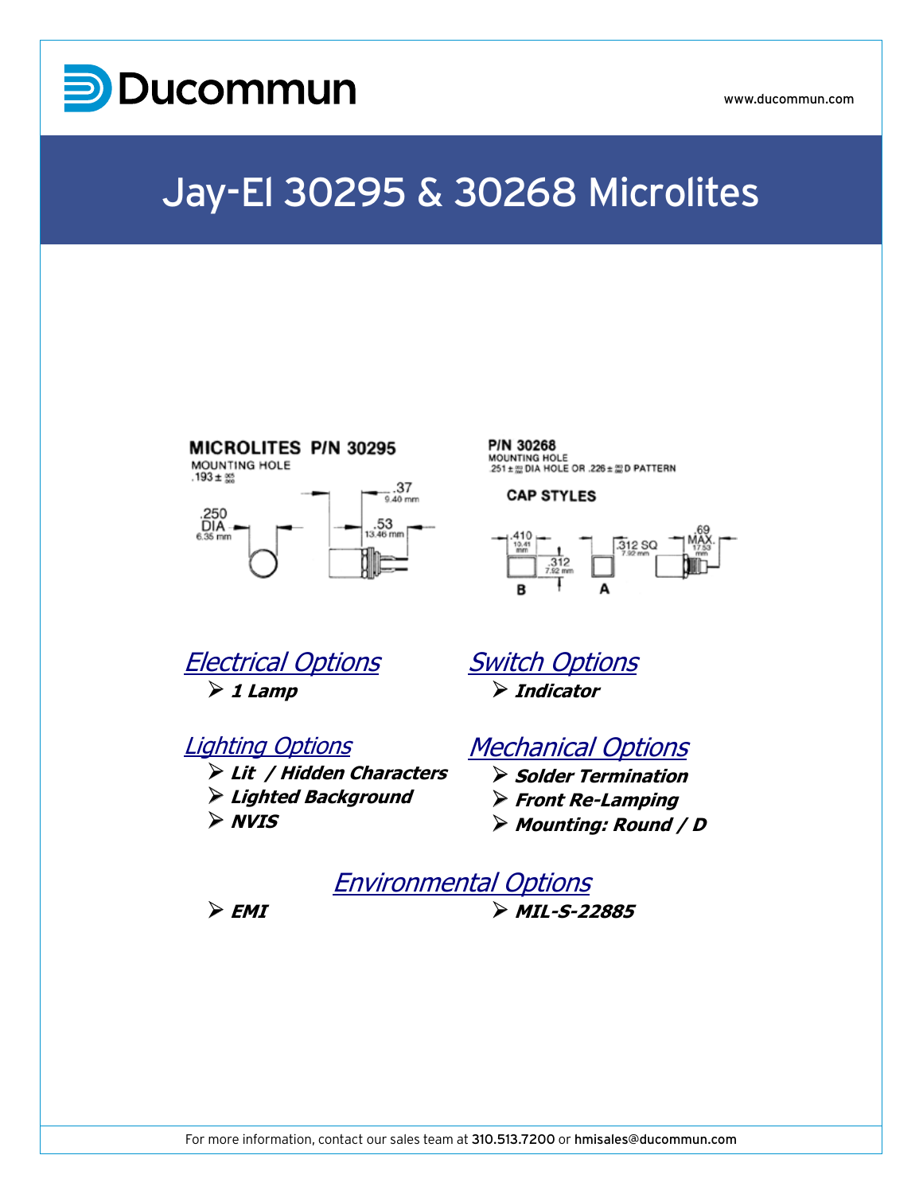Ducommun

www.ducommun.com

# Jay-El 30295 & 30268 Microlites

MICROLITES P/N 30295

MOUNTING HOLE
.193 ± .005/.000

.250 DIA 6.35 mm

.37 9.40 mm

.53 13.46 mm

P/N 30268

MOUNTING HOLE
.251 ± .002/.000 DIA HOLE OR .226 ± .002/.000 D PATTERN

CAP STYLES

.410 10.41 mm

.312 7.92 mm

.312 SQ 7.92 mm

.69 MAX. 17.53 mm

B A

## Electrical Options

- ***1 Lamp***

## Switch Options

- ***Indicator***

## Lighting Options

- ***Lit / Hidden Characters***
- ***Lighted Background***
- ***NVIS***

## Mechanical Options

- ***Solder Termination***
- ***Front Re-Lamping***
- ***Mounting: Round / D***

## Environmental Options

- ***EMI***
- ***MIL-S-22885***

For more information, contact our sales team at **310.513.7200** or **hmisales@ducommun.com**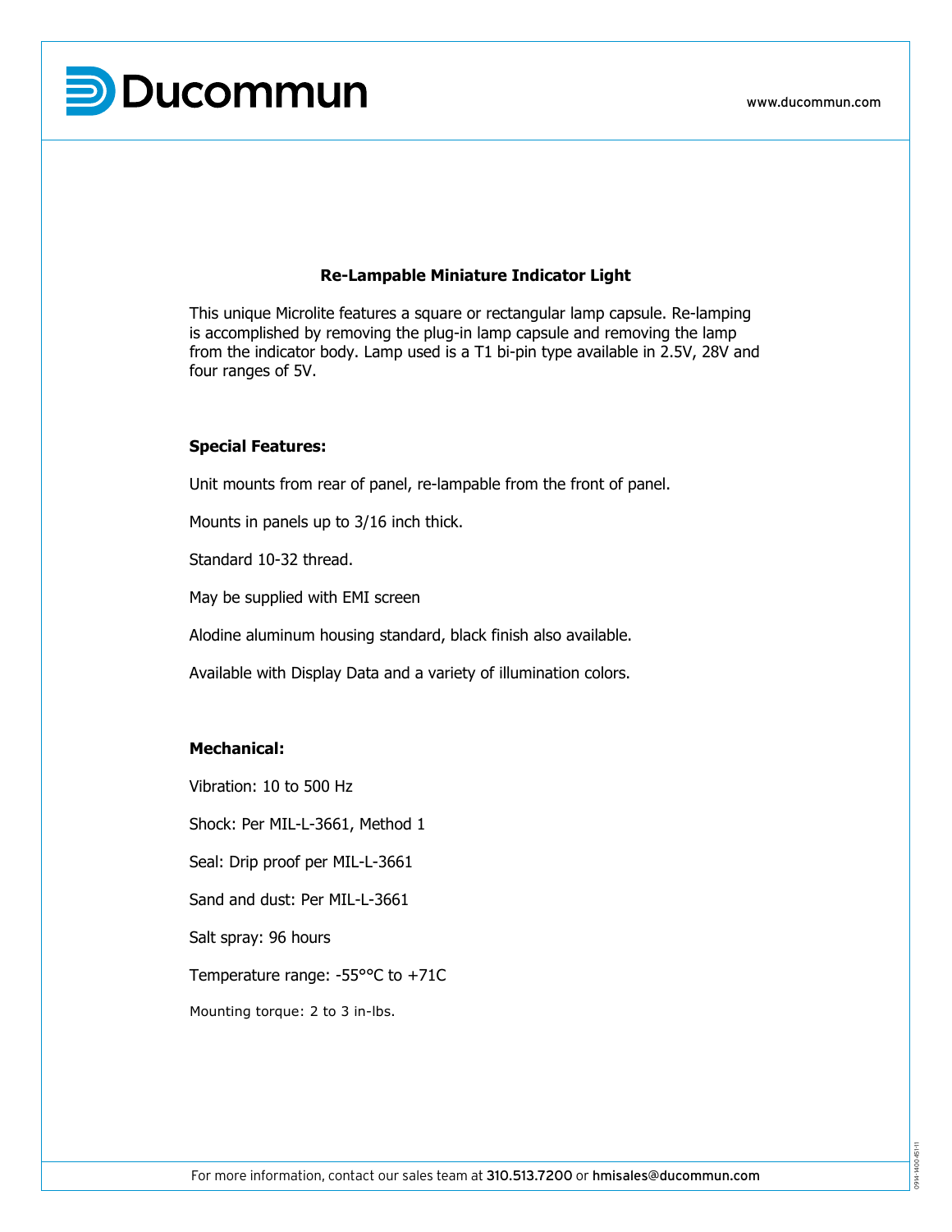## Re-Lampable Miniature Indicator Light

This unique Microlite features a square or rectangular lamp capsule. Re-lamping is accomplished by removing the plug-in lamp capsule and removing the lamp from the indicator body. Lamp used is a T1 bi-pin type available in 2.5V, 28V and four ranges of 5V.

### Special Features:

Unit mounts from rear of panel, re-lampable from the front of panel.

Mounts in panels up to 3/16 inch thick.

Standard 10-32 thread.

May be supplied with EMI screen

Alodine aluminum housing standard, black finish also available.

Available with Display Data and a variety of illumination colors.

### Mechanical:

Vibration: 10 to 500 Hz

Shock: Per MIL-L-3661, Method 1

Seal: Drip proof per MIL-L-3661

Sand and dust: Per MIL-L-3661

Salt spray: 96 hours

Temperature range: -55°°C to +71C

Mounting torque: 2 to 3 in-lbs.